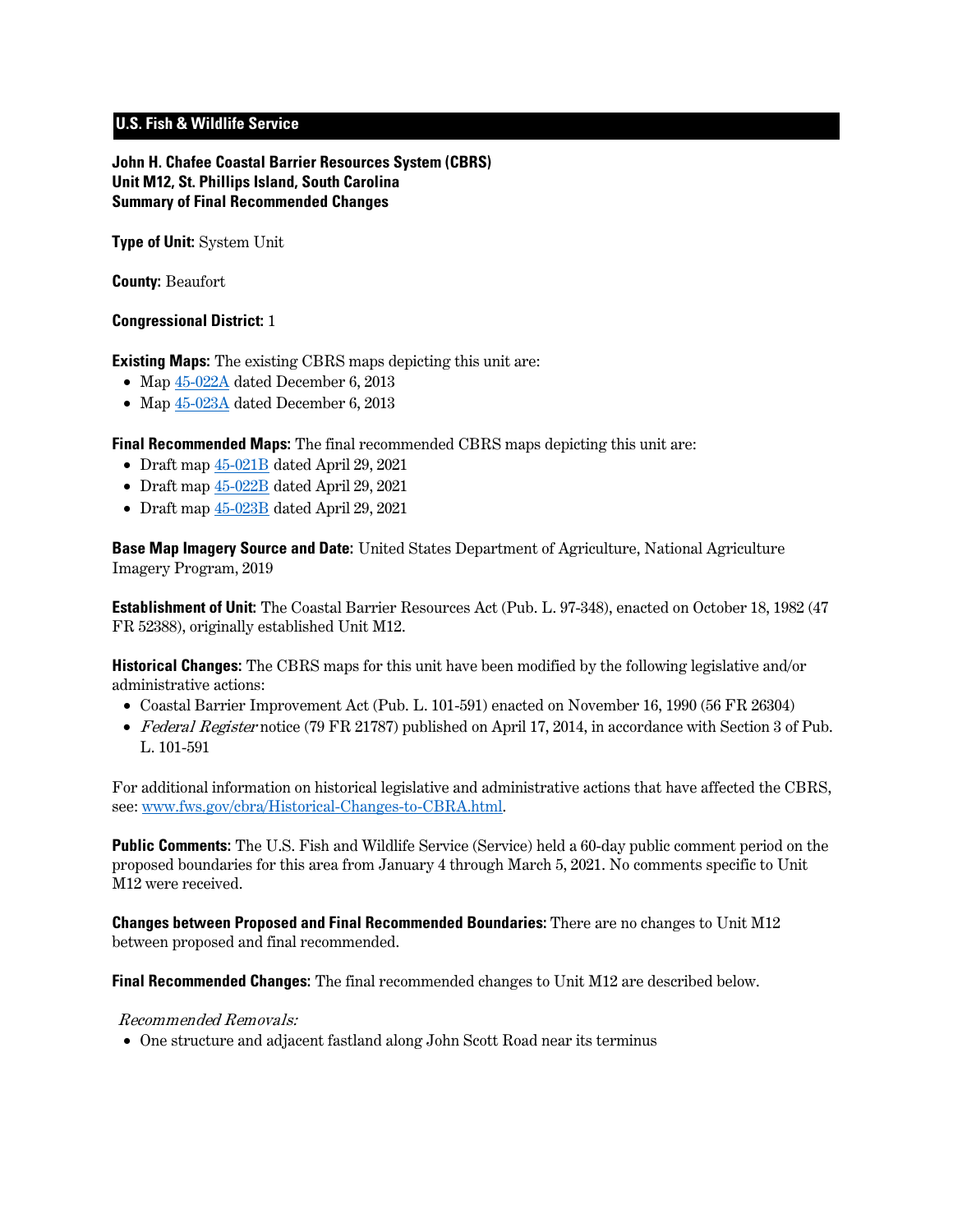**U.S. Fish & Wildlife Service**

**John H. Chafee Coastal Barrier Resources System (CBRS)**
**Unit M12, St. Phillips Island, South Carolina**
**Summary of Final Recommended Changes**

**Type of Unit:** System Unit

**County:** Beaufort

**Congressional District:** 1

**Existing Maps:** The existing CBRS maps depicting this unit are:

- Map 45-022A dated December 6, 2013
- Map 45-023A dated December 6, 2013

**Final Recommended Maps:** The final recommended CBRS maps depicting this unit are:

- Draft map 45-021B dated April 29, 2021
- Draft map 45-022B dated April 29, 2021
- Draft map 45-023B dated April 29, 2021

**Base Map Imagery Source and Date:** United States Department of Agriculture, National Agriculture Imagery Program, 2019

**Establishment of Unit:** The Coastal Barrier Resources Act (Pub. L. 97-348), enacted on October 18, 1982 (47 FR 52388), originally established Unit M12.

**Historical Changes:** The CBRS maps for this unit have been modified by the following legislative and/or administrative actions:

- Coastal Barrier Improvement Act (Pub. L. 101-591) enacted on November 16, 1990 (56 FR 26304)
- *Federal Register* notice (79 FR 21787) published on April 17, 2014, in accordance with Section 3 of Pub. L. 101-591

For additional information on historical legislative and administrative actions that have affected the CBRS, see: www.fws.gov/cbra/Historical-Changes-to-CBRA.html.

**Public Comments:** The U.S. Fish and Wildlife Service (Service) held a 60-day public comment period on the proposed boundaries for this area from January 4 through March 5, 2021. No comments specific to Unit M12 were received.

**Changes between Proposed and Final Recommended Boundaries:** There are no changes to Unit M12 between proposed and final recommended.

**Final Recommended Changes:** The final recommended changes to Unit M12 are described below.

*Recommended Removals:*

- One structure and adjacent fastland along John Scott Road near its terminus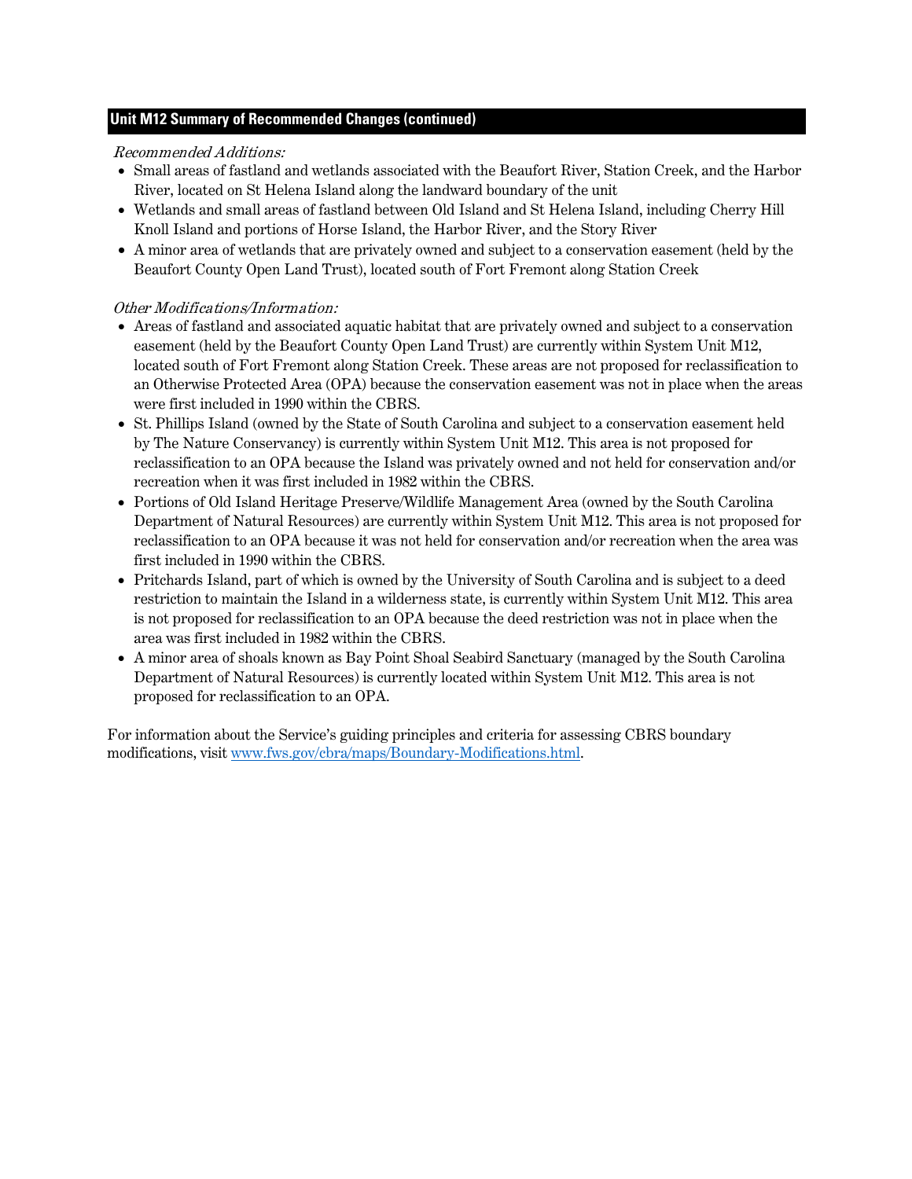## Unit M12 Summary of Recommended Changes (continued)

*Recommended Additions:*

- Small areas of fastland and wetlands associated with the Beaufort River, Station Creek, and the Harbor River, located on St Helena Island along the landward boundary of the unit
- Wetlands and small areas of fastland between Old Island and St Helena Island, including Cherry Hill Knoll Island and portions of Horse Island, the Harbor River, and the Story River
- A minor area of wetlands that are privately owned and subject to a conservation easement (held by the Beaufort County Open Land Trust), located south of Fort Fremont along Station Creek

*Other Modifications/Information:*

- Areas of fastland and associated aquatic habitat that are privately owned and subject to a conservation easement (held by the Beaufort County Open Land Trust) are currently within System Unit M12, located south of Fort Fremont along Station Creek. These areas are not proposed for reclassification to an Otherwise Protected Area (OPA) because the conservation easement was not in place when the areas were first included in 1990 within the CBRS.
- St. Phillips Island (owned by the State of South Carolina and subject to a conservation easement held by The Nature Conservancy) is currently within System Unit M12. This area is not proposed for reclassification to an OPA because the Island was privately owned and not held for conservation and/or recreation when it was first included in 1982 within the CBRS.
- Portions of Old Island Heritage Preserve/Wildlife Management Area (owned by the South Carolina Department of Natural Resources) are currently within System Unit M12. This area is not proposed for reclassification to an OPA because it was not held for conservation and/or recreation when the area was first included in 1990 within the CBRS.
- Pritchards Island, part of which is owned by the University of South Carolina and is subject to a deed restriction to maintain the Island in a wilderness state, is currently within System Unit M12. This area is not proposed for reclassification to an OPA because the deed restriction was not in place when the area was first included in 1982 within the CBRS.
- A minor area of shoals known as Bay Point Shoal Seabird Sanctuary (managed by the South Carolina Department of Natural Resources) is currently located within System Unit M12. This area is not proposed for reclassification to an OPA.

For information about the Service's guiding principles and criteria for assessing CBRS boundary modifications, visit [www.fws.gov/cbra/maps/Boundary-Modifications.html](http://www.fws.gov/cbra/maps/Boundary-Modifications.html).